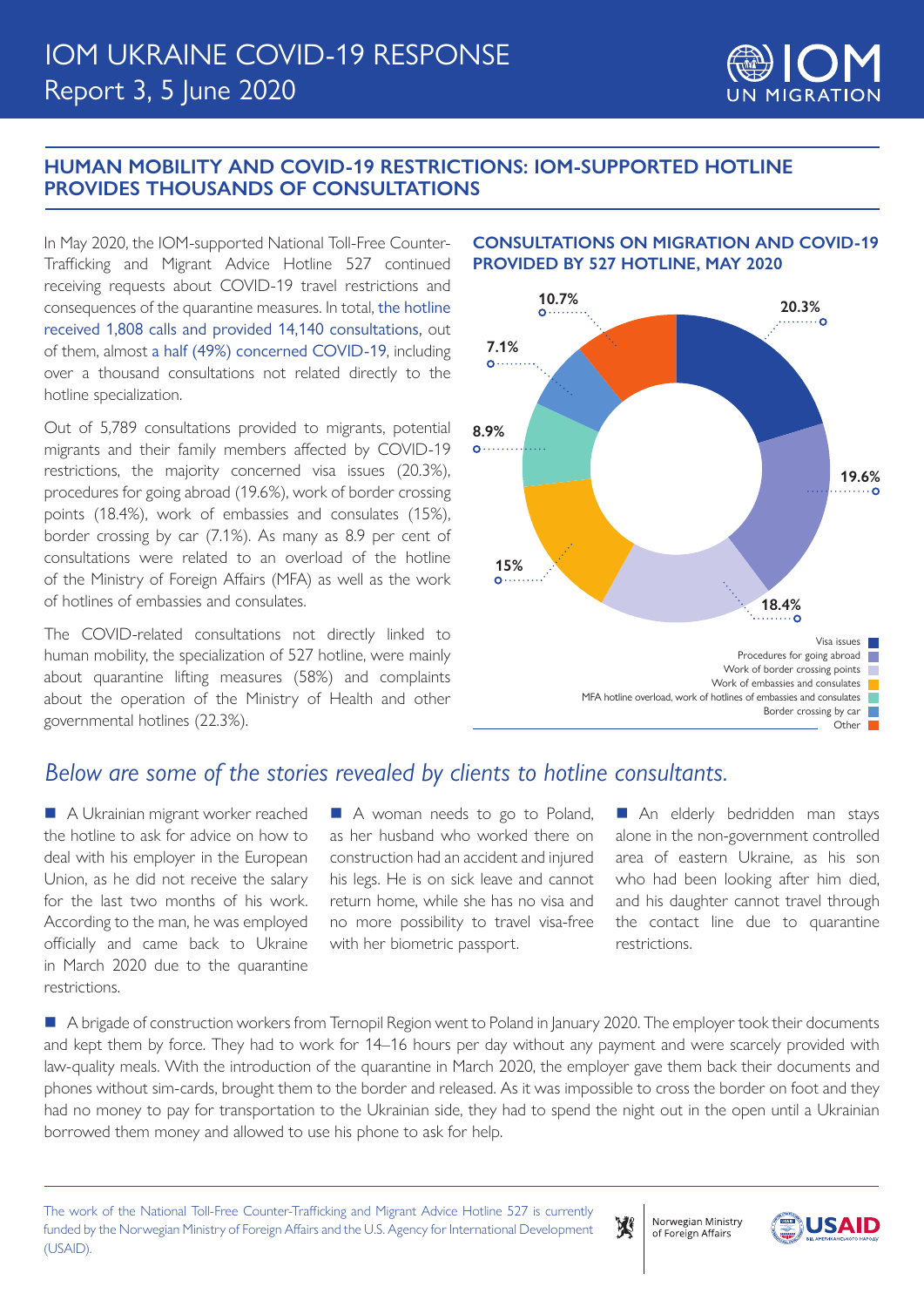# IOM UKRAINE COVID-19 RESPONSE
Report 3, 5 June 2020

## HUMAN MOBILITY AND COVID-19 RESTRICTIONS: IOM-SUPPORTED HOTLINE PROVIDES THOUSANDS OF CONSULTATIONS

In May 2020, the IOM-supported National Toll-Free Counter-Trafficking and Migrant Advice Hotline 527 continued receiving requests about COVID-19 travel restrictions and consequences of the quarantine measures. In total, the hotline received 1,808 calls and provided 14,140 consultations, out of them, almost a half (49%) concerned COVID-19, including over a thousand consultations not related directly to the hotline specialization.

Out of 5,789 consultations provided to migrants, potential migrants and their family members affected by COVID-19 restrictions, the majority concerned visa issues (20.3%), procedures for going abroad (19.6%), work of border crossing points (18.4%), work of embassies and consulates (15%), border crossing by car (7.1%). As many as 8.9 per cent of consultations were related to an overload of the hotline of the Ministry of Foreign Affairs (MFA) as well as the work of hotlines of embassies and consulates.

The COVID-related consultations not directly linked to human mobility, the specialization of 527 hotline, were mainly about quarantine lifting measures (58%) and complaints about the operation of the Ministry of Health and other governmental hotlines (22.3%).

### CONSULTATIONS ON MIGRATION AND COVID-19 PROVIDED BY 527 HOTLINE, MAY 2020

| Category | Share |
|---|---|
| Visa issues | 20.3% |
| Procedures for going abroad | 19.6% |
| Work of border crossing points | 18.4% |
| Work of embassies and consulates | 15% |
| MFA hotline overload, work of hotlines of embassies and consulates | 8.9% |
| Border crossing by car | 7.1% |
| Other | 10.7% |

*Below are some of the stories revealed by clients to hotline consultants.*

- A Ukrainian migrant worker reached the hotline to ask for advice on how to deal with his employer in the European Union, as he did not receive the salary for the last two months of his work. According to the man, he was employed officially and came back to Ukraine in March 2020 due to the quarantine restrictions.

- A woman needs to go to Poland, as her husband who worked there on construction had an accident and injured his legs. He is on sick leave and cannot return home, while she has no visa and no more possibility to travel visa-free with her biometric passport.

- An elderly bedridden man stays alone in the non-government controlled area of eastern Ukraine, as his son who had been looking after him died, and his daughter cannot travel through the contact line due to quarantine restrictions.

- A brigade of construction workers from Ternopil Region went to Poland in January 2020. The employer took their documents and kept them by force. They had to work for 14–16 hours per day without any payment and were scarcely provided with law-quality meals. With the introduction of the quarantine in March 2020, the employer gave them back their documents and phones without sim-cards, brought them to the border and released. As it was impossible to cross the border on foot and they had no money to pay for transportation to the Ukrainian side, they had to spend the night out in the open until a Ukrainian borrowed them money and allowed to use his phone to ask for help.

The work of the National Toll-Free Counter-Trafficking and Migrant Advice Hotline 527 is currently funded by the Norwegian Ministry of Foreign Affairs and the U.S. Agency for International Development (USAID).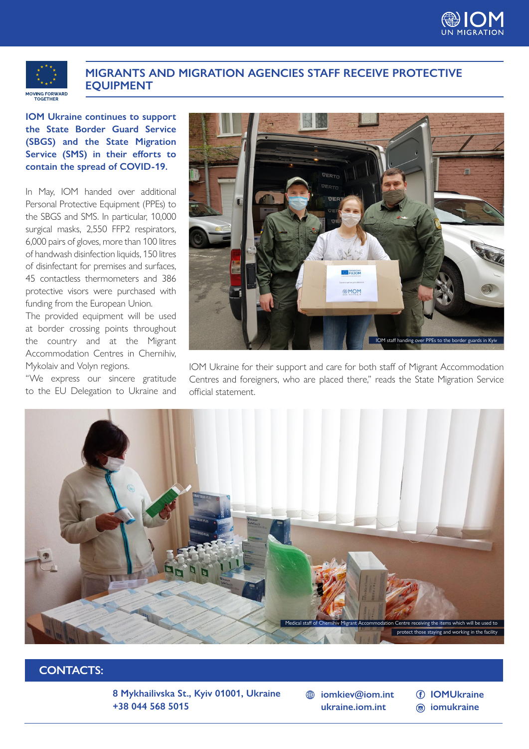# MIGRANTS AND MIGRATION AGENCIES STAFF RECEIVE PROTECTIVE EQUIPMENT

**IOM Ukraine continues to support the State Border Guard Service (SBGS) and the State Migration Service (SMS) in their efforts to contain the spread of COVID-19.**

In May, IOM handed over additional Personal Protective Equipment (PPEs) to the SBGS and SMS. In particular, 10,000 surgical masks, 2,550 FFP2 respirators, 6,000 pairs of gloves, more than 100 litres of handwash disinfection liquids, 150 litres of disinfectant for premises and surfaces, 45 contactless thermometers and 386 protective visors were purchased with funding from the European Union.

The provided equipment will be used at border crossing points throughout the country and at the Migrant Accommodation Centres in Chernihiv, Mykolaiv and Volyn regions.

"We express our sincere gratitude to the EU Delegation to Ukraine and IOM Ukraine for their support and care for both staff of Migrant Accommodation Centres and foreigners, who are placed there," reads the State Migration Service official statement.

IOM staff handing over PPEs to the border guards in Kyiv

Medical staff of Chernihiv Migrant Accommodation Centre receiving the items which will be used to protect those staying and working in the facility

## CONTACTS:

**8 Mykhailivska St., Kyiv 01001, Ukraine**
**+38 044 568 5015**

**iomkiev@iom.int**
**ukraine.iom.int**

**IOMUkraine**
**iomukraine**